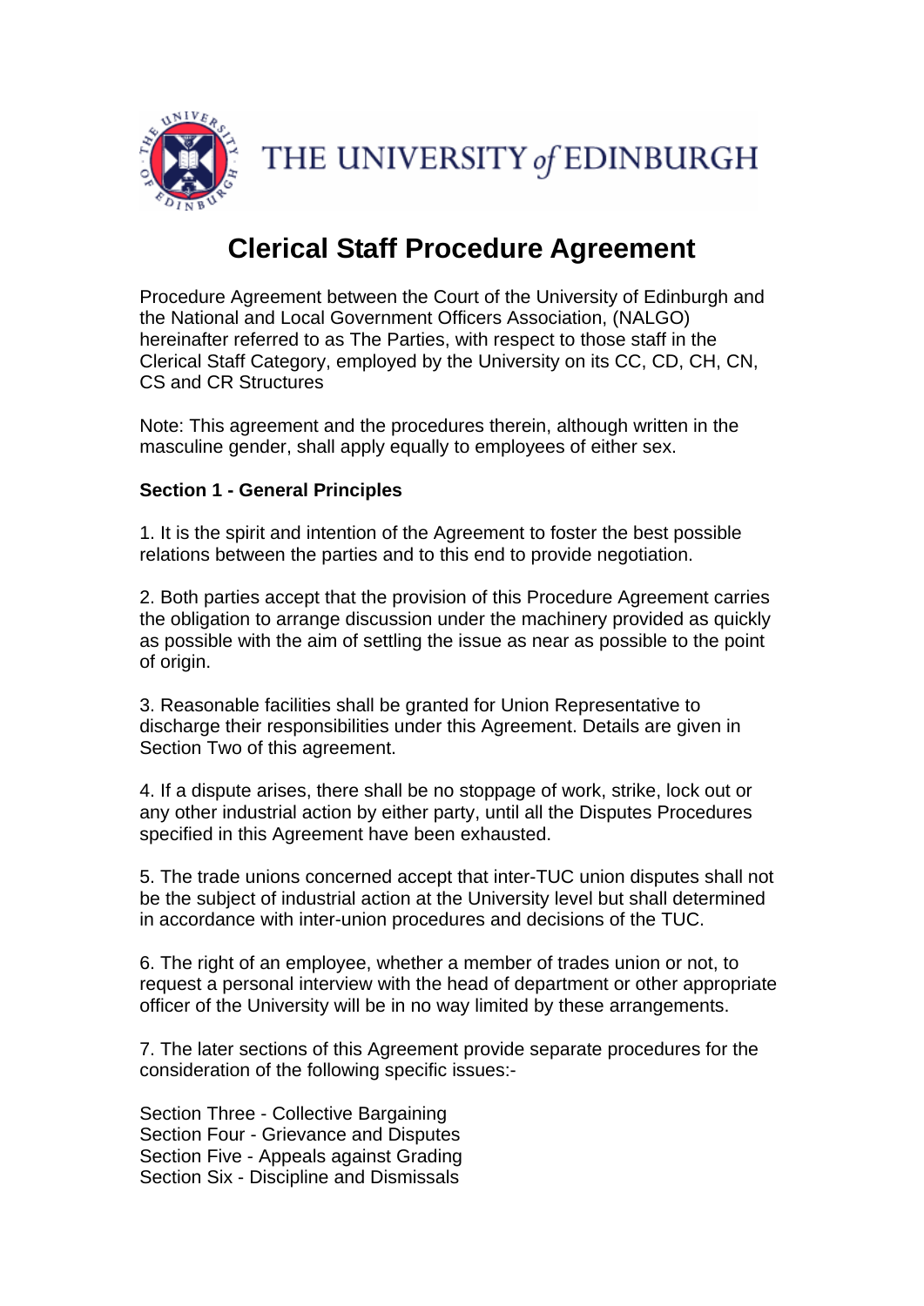THE UNIVERSITY of EDINBURGH

# Clerical Staff Procedure Agreement

Procedure Agreement between the Court of the University of Edinburgh and the National and Local Government Officers Association, (NALGO) hereinafter referred to as The Parties, with respect to those staff in the Clerical Staff Category, employed by the University on its CC, CD, CH, CN, CS and CR Structures

Note: This agreement and the procedures therein, although written in the masculine gender, shall apply equally to employees of either sex.

**Section 1 - General Principles**

1. It is the spirit and intention of the Agreement to foster the best possible relations between the parties and to this end to provide negotiation.

2. Both parties accept that the provision of this Procedure Agreement carries the obligation to arrange discussion under the machinery provided as quickly as possible with the aim of settling the issue as near as possible to the point of origin.

3. Reasonable facilities shall be granted for Union Representative to discharge their responsibilities under this Agreement. Details are given in Section Two of this agreement.

4. If a dispute arises, there shall be no stoppage of work, strike, lock out or any other industrial action by either party, until all the Disputes Procedures specified in this Agreement have been exhausted.

5. The trade unions concerned accept that inter-TUC union disputes shall not be the subject of industrial action at the University level but shall determined in accordance with inter-union procedures and decisions of the TUC.

6. The right of an employee, whether a member of trades union or not, to request a personal interview with the head of department or other appropriate officer of the University will be in no way limited by these arrangements.

7. The later sections of this Agreement provide separate procedures for the consideration of the following specific issues:-

Section Three - Collective Bargaining
Section Four - Grievance and Disputes
Section Five - Appeals against Grading
Section Six - Discipline and Dismissals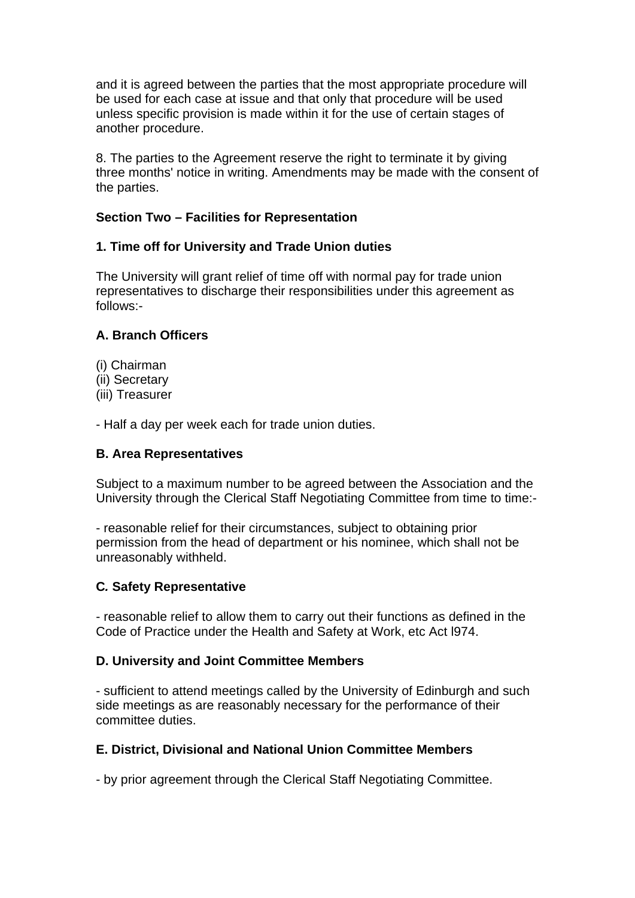and it is agreed between the parties that the most appropriate procedure will be used for each case at issue and that only that procedure will be used unless specific provision is made within it for the use of certain stages of another procedure.

8. The parties to the Agreement reserve the right to terminate it by giving three months' notice in writing. Amendments may be made with the consent of the parties.

## Section Two – Facilities for Representation

### 1. Time off for University and Trade Union duties

The University will grant relief of time off with normal pay for trade union representatives to discharge their responsibilities under this agreement as follows:-

#### A. Branch Officers

(i) Chairman
(ii) Secretary
(iii) Treasurer

- Half a day per week each for trade union duties.

#### B. Area Representatives

Subject to a maximum number to be agreed between the Association and the University through the Clerical Staff Negotiating Committee from time to time:-

- reasonable relief for their circumstances, subject to obtaining prior permission from the head of department or his nominee, which shall not be unreasonably withheld.

#### C. Safety Representative

- reasonable relief to allow them to carry out their functions as defined in the Code of Practice under the Health and Safety at Work, etc Act l974.

#### D. University and Joint Committee Members

- sufficient to attend meetings called by the University of Edinburgh and such side meetings as are reasonably necessary for the performance of their committee duties.

#### E. District, Divisional and National Union Committee Members

- by prior agreement through the Clerical Staff Negotiating Committee.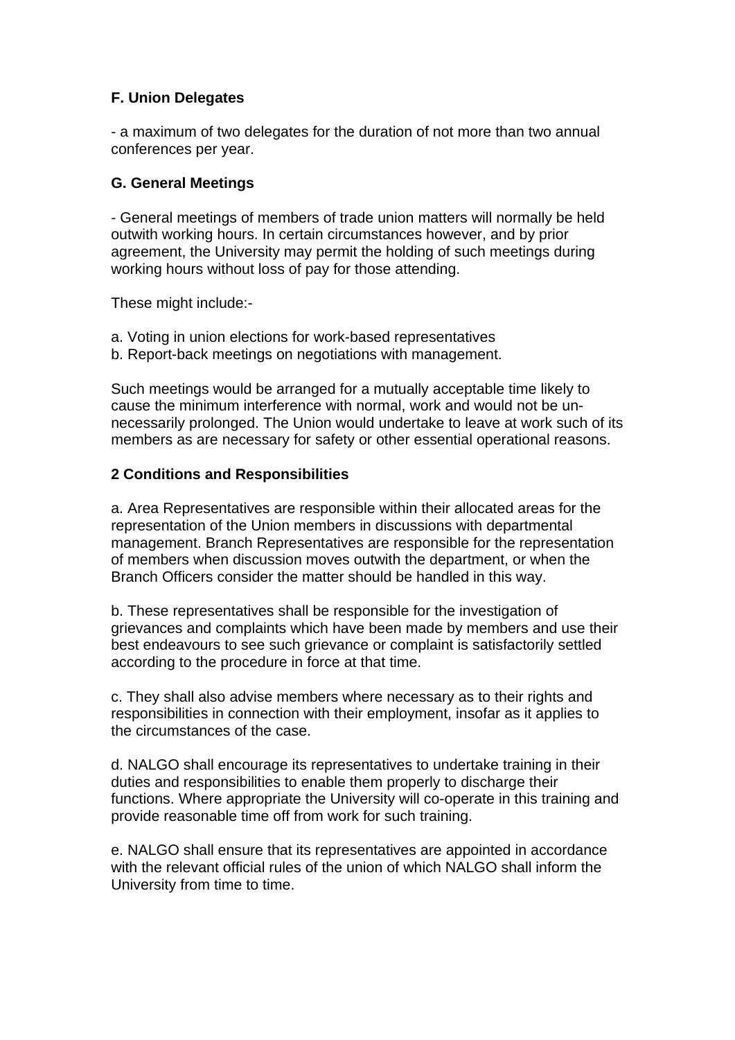**F. Union Delegates**

- a maximum of two delegates for the duration of not more than two annual conferences per year.

**G. General Meetings**

- General meetings of members of trade union matters will normally be held outwith working hours. In certain circumstances however, and by prior agreement, the University may permit the holding of such meetings during working hours without loss of pay for those attending.

These might include:-

a. Voting in union elections for work-based representatives
b. Report-back meetings on negotiations with management.

Such meetings would be arranged for a mutually acceptable time likely to cause the minimum interference with normal, work and would not be un-necessarily prolonged. The Union would undertake to leave at work such of its members as are necessary for safety or other essential operational reasons.

**2 Conditions and Responsibilities**

a. Area Representatives are responsible within their allocated areas for the representation of the Union members in discussions with departmental management. Branch Representatives are responsible for the representation of members when discussion moves outwith the department, or when the Branch Officers consider the matter should be handled in this way.

b. These representatives shall be responsible for the investigation of grievances and complaints which have been made by members and use their best endeavours to see such grievance or complaint is satisfactorily settled according to the procedure in force at that time.

c. They shall also advise members where necessary as to their rights and responsibilities in connection with their employment, insofar as it applies to the circumstances of the case.

d. NALGO shall encourage its representatives to undertake training in their duties and responsibilities to enable them properly to discharge their functions. Where appropriate the University will co-operate in this training and provide reasonable time off from work for such training.

e. NALGO shall ensure that its representatives are appointed in accordance with the relevant official rules of the union of which NALGO shall inform the University from time to time.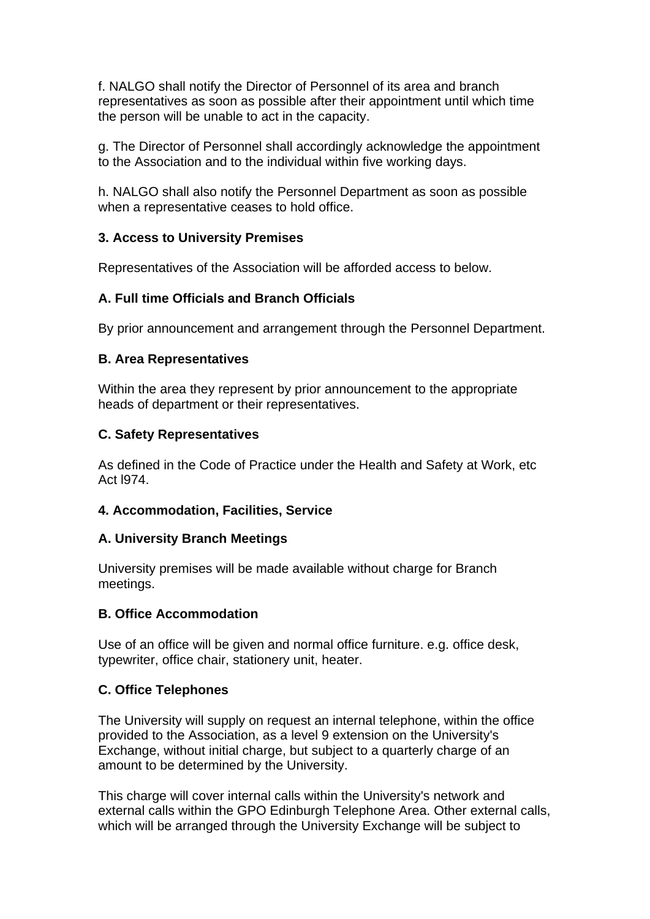f. NALGO shall notify the Director of Personnel of its area and branch representatives as soon as possible after their appointment until which time the person will be unable to act in the capacity.

g. The Director of Personnel shall accordingly acknowledge the appointment to the Association and to the individual within five working days.

h. NALGO shall also notify the Personnel Department as soon as possible when a representative ceases to hold office.

**3. Access to University Premises**

Representatives of the Association will be afforded access to below.

**A. Full time Officials and Branch Officials**

By prior announcement and arrangement through the Personnel Department.

**B. Area Representatives**

Within the area they represent by prior announcement to the appropriate heads of department or their representatives.

**C. Safety Representatives**

As defined in the Code of Practice under the Health and Safety at Work, etc Act l974.

**4. Accommodation, Facilities, Service**

**A. University Branch Meetings**

University premises will be made available without charge for Branch meetings.

**B. Office Accommodation**

Use of an office will be given and normal office furniture. e.g. office desk, typewriter, office chair, stationery unit, heater.

**C. Office Telephones**

The University will supply on request an internal telephone, within the office provided to the Association, as a level 9 extension on the University's Exchange, without initial charge, but subject to a quarterly charge of an amount to be determined by the University.

This charge will cover internal calls within the University's network and external calls within the GPO Edinburgh Telephone Area. Other external calls, which will be arranged through the University Exchange will be subject to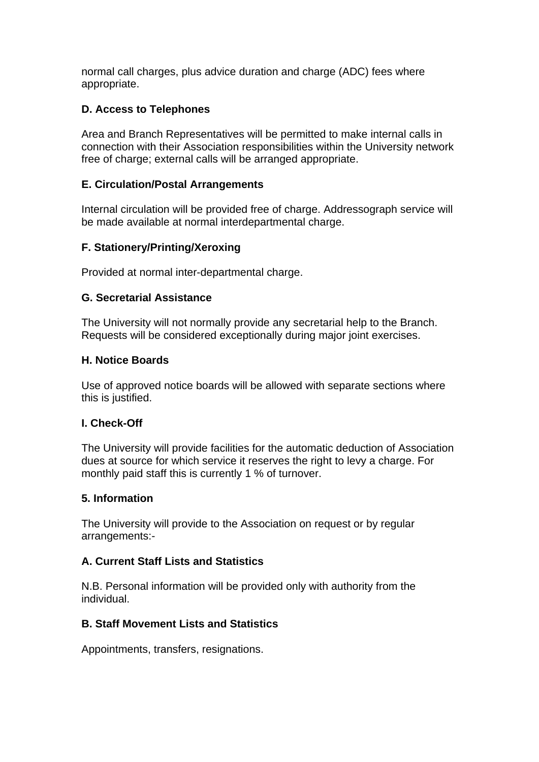normal call charges, plus advice duration and charge (ADC) fees where appropriate.

**D. Access to Telephones**

Area and Branch Representatives will be permitted to make internal calls in connection with their Association responsibilities within the University network free of charge; external calls will be arranged appropriate.

**E. Circulation/Postal Arrangements**

Internal circulation will be provided free of charge. Addressograph service will be made available at normal interdepartmental charge.

**F. Stationery/Printing/Xeroxing**

Provided at normal inter-departmental charge.

**G. Secretarial Assistance**

The University will not normally provide any secretarial help to the Branch. Requests will be considered exceptionally during major joint exercises.

**H. Notice Boards**

Use of approved notice boards will be allowed with separate sections where this is justified.

**I. Check-Off**

The University will provide facilities for the automatic deduction of Association dues at source for which service it reserves the right to levy a charge. For monthly paid staff this is currently 1 % of turnover.

**5. Information**

The University will provide to the Association on request or by regular arrangements:-

**A. Current Staff Lists and Statistics**

N.B. Personal information will be provided only with authority from the individual.

**B. Staff Movement Lists and Statistics**

Appointments, transfers, resignations.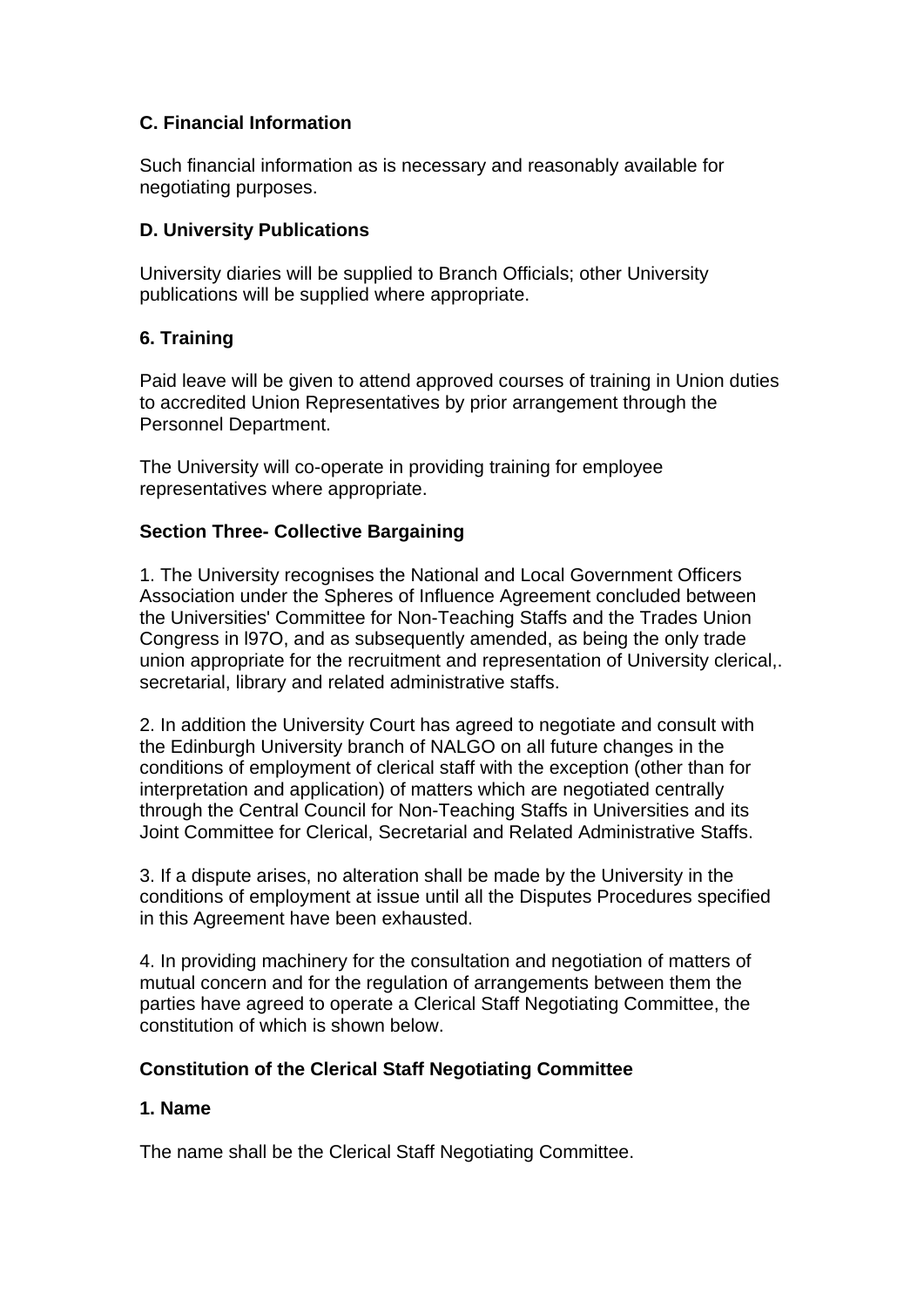### C. Financial Information

Such financial information as is necessary and reasonably available for negotiating purposes.

### D. University Publications

University diaries will be supplied to Branch Officials; other University publications will be supplied where appropriate.

### 6. Training

Paid leave will be given to attend approved courses of training in Union duties to accredited Union Representatives by prior arrangement through the Personnel Department.

The University will co-operate in providing training for employee representatives where appropriate.

## Section Three- Collective Bargaining

1. The University recognises the National and Local Government Officers Association under the Spheres of Influence Agreement concluded between the Universities' Committee for Non-Teaching Staffs and the Trades Union Congress in l97O, and as subsequently amended, as being the only trade union appropriate for the recruitment and representation of University clerical,. secretarial, library and related administrative staffs.

2. In addition the University Court has agreed to negotiate and consult with the Edinburgh University branch of NALGO on all future changes in the conditions of employment of clerical staff with the exception (other than for interpretation and application) of matters which are negotiated centrally through the Central Council for Non-Teaching Staffs in Universities and its Joint Committee for Clerical, Secretarial and Related Administrative Staffs.

3. If a dispute arises, no alteration shall be made by the University in the conditions of employment at issue until all the Disputes Procedures specified in this Agreement have been exhausted.

4. In providing machinery for the consultation and negotiation of matters of mutual concern and for the regulation of arrangements between them the parties have agreed to operate a Clerical Staff Negotiating Committee, the constitution of which is shown below.

## Constitution of the Clerical Staff Negotiating Committee

### 1. Name

The name shall be the Clerical Staff Negotiating Committee.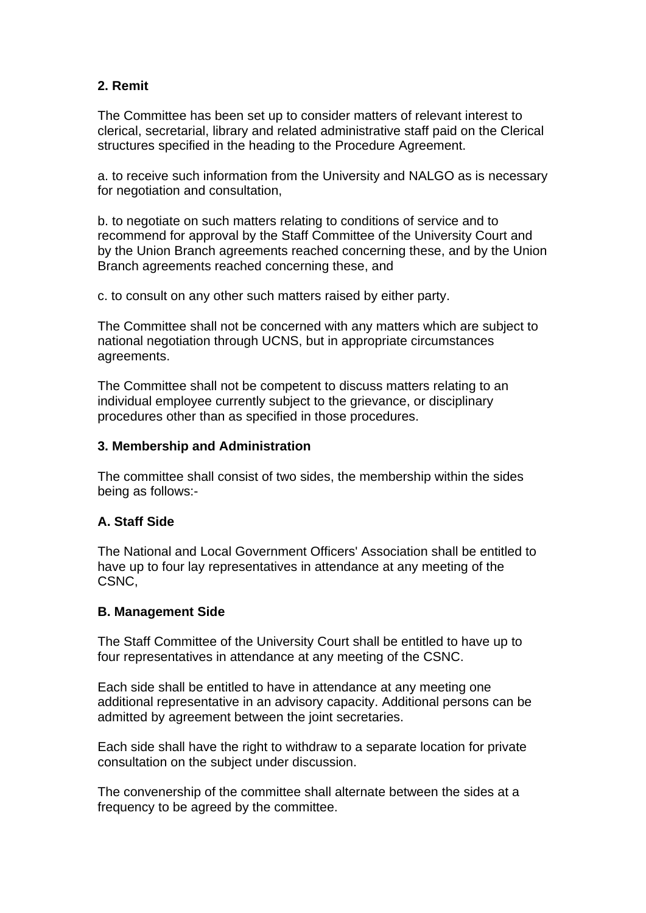**2. Remit**

The Committee has been set up to consider matters of relevant interest to clerical, secretarial, library and related administrative staff paid on the Clerical structures specified in the heading to the Procedure Agreement.

a. to receive such information from the University and NALGO as is necessary for negotiation and consultation,

b. to negotiate on such matters relating to conditions of service and to recommend for approval by the Staff Committee of the University Court and by the Union Branch agreements reached concerning these, and by the Union Branch agreements reached concerning these, and

c. to consult on any other such matters raised by either party.

The Committee shall not be concerned with any matters which are subject to national negotiation through UCNS, but in appropriate circumstances agreements.

The Committee shall not be competent to discuss matters relating to an individual employee currently subject to the grievance, or disciplinary procedures other than as specified in those procedures.

**3. Membership and Administration**

The committee shall consist of two sides, the membership within the sides being as follows:-

**A. Staff Side**

The National and Local Government Officers' Association shall be entitled to have up to four lay representatives in attendance at any meeting of the CSNC,

**B. Management Side**

The Staff Committee of the University Court shall be entitled to have up to four representatives in attendance at any meeting of the CSNC.

Each side shall be entitled to have in attendance at any meeting one additional representative in an advisory capacity. Additional persons can be admitted by agreement between the joint secretaries.

Each side shall have the right to withdraw to a separate location for private consultation on the subject under discussion.

The convenership of the committee shall alternate between the sides at a frequency to be agreed by the committee.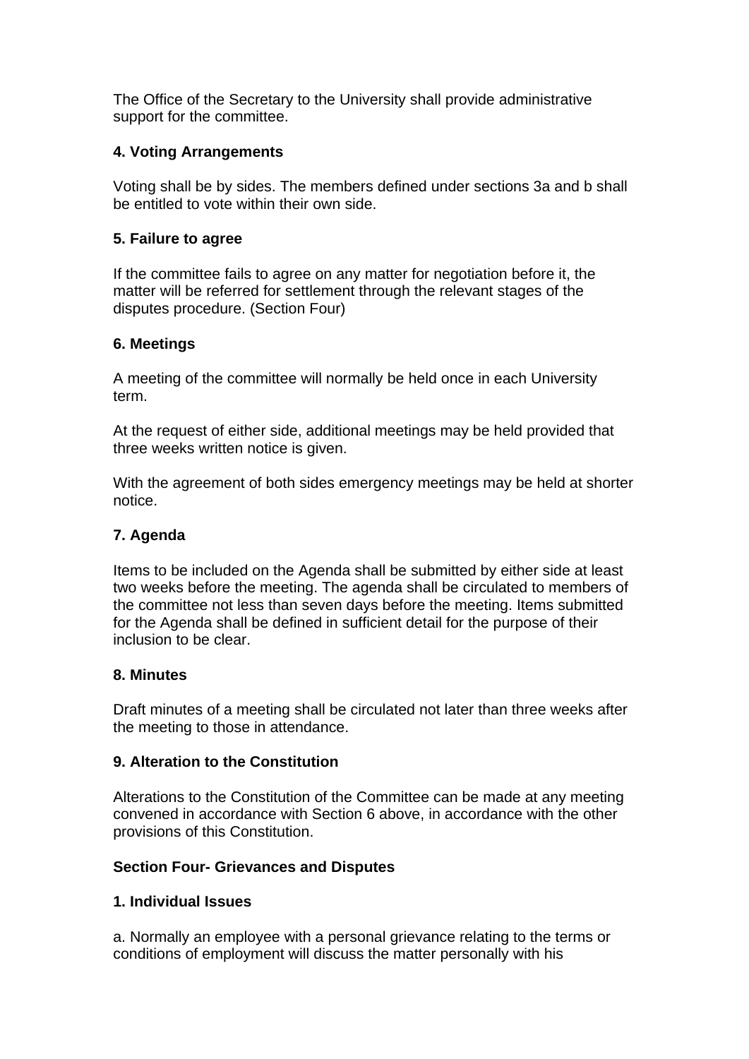The Office of the Secretary to the University shall provide administrative support for the committee.

**4. Voting Arrangements**

Voting shall be by sides. The members defined under sections 3a and b shall be entitled to vote within their own side.

**5. Failure to agree**

If the committee fails to agree on any matter for negotiation before it, the matter will be referred for settlement through the relevant stages of the disputes procedure. (Section Four)

**6. Meetings**

A meeting of the committee will normally be held once in each University term.

At the request of either side, additional meetings may be held provided that three weeks written notice is given.

With the agreement of both sides emergency meetings may be held at shorter notice.

**7. Agenda**

Items to be included on the Agenda shall be submitted by either side at least two weeks before the meeting. The agenda shall be circulated to members of the committee not less than seven days before the meeting. Items submitted for the Agenda shall be defined in sufficient detail for the purpose of their inclusion to be clear.

**8. Minutes**

Draft minutes of a meeting shall be circulated not later than three weeks after the meeting to those in attendance.

**9. Alteration to the Constitution**

Alterations to the Constitution of the Committee can be made at any meeting convened in accordance with Section 6 above, in accordance with the other provisions of this Constitution.

**Section Four- Grievances and Disputes**

**1. Individual Issues**

a. Normally an employee with a personal grievance relating to the terms or conditions of employment will discuss the matter personally with his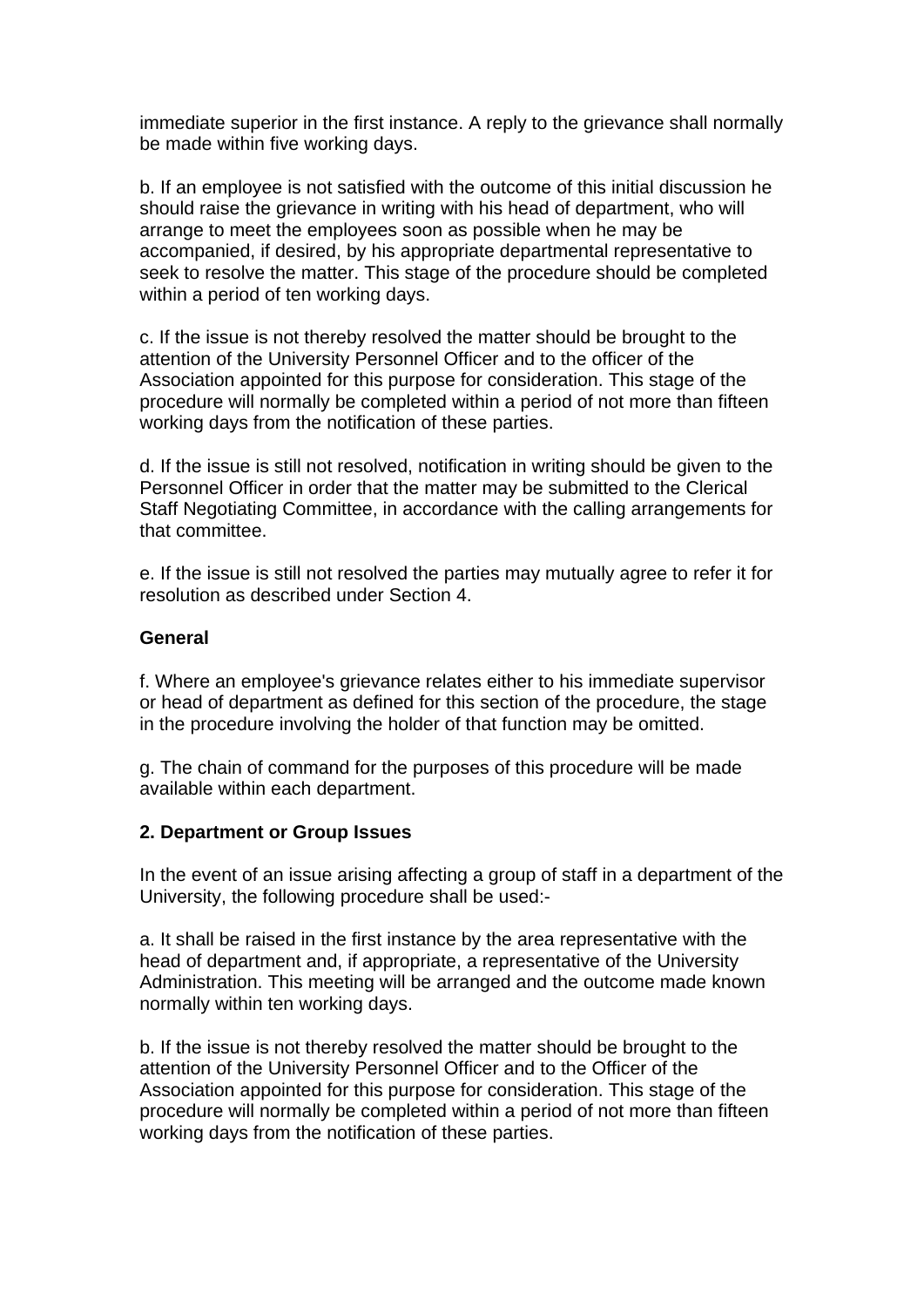immediate superior in the first instance. A reply to the grievance shall normally be made within five working days.

b. If an employee is not satisfied with the outcome of this initial discussion he should raise the grievance in writing with his head of department, who will arrange to meet the employees soon as possible when he may be accompanied, if desired, by his appropriate departmental representative to seek to resolve the matter. This stage of the procedure should be completed within a period of ten working days.

c. If the issue is not thereby resolved the matter should be brought to the attention of the University Personnel Officer and to the officer of the Association appointed for this purpose for consideration. This stage of the procedure will normally be completed within a period of not more than fifteen working days from the notification of these parties.

d. If the issue is still not resolved, notification in writing should be given to the Personnel Officer in order that the matter may be submitted to the Clerical Staff Negotiating Committee, in accordance with the calling arrangements for that committee.

e. If the issue is still not resolved the parties may mutually agree to refer it for resolution as described under Section 4.

**General**

f. Where an employee's grievance relates either to his immediate supervisor or head of department as defined for this section of the procedure, the stage in the procedure involving the holder of that function may be omitted.

g. The chain of command for the purposes of this procedure will be made available within each department.

**2. Department or Group Issues**

In the event of an issue arising affecting a group of staff in a department of the University, the following procedure shall be used:-

a. It shall be raised in the first instance by the area representative with the head of department and, if appropriate, a representative of the University Administration. This meeting will be arranged and the outcome made known normally within ten working days.

b. If the issue is not thereby resolved the matter should be brought to the attention of the University Personnel Officer and to the Officer of the Association appointed for this purpose for consideration. This stage of the procedure will normally be completed within a period of not more than fifteen working days from the notification of these parties.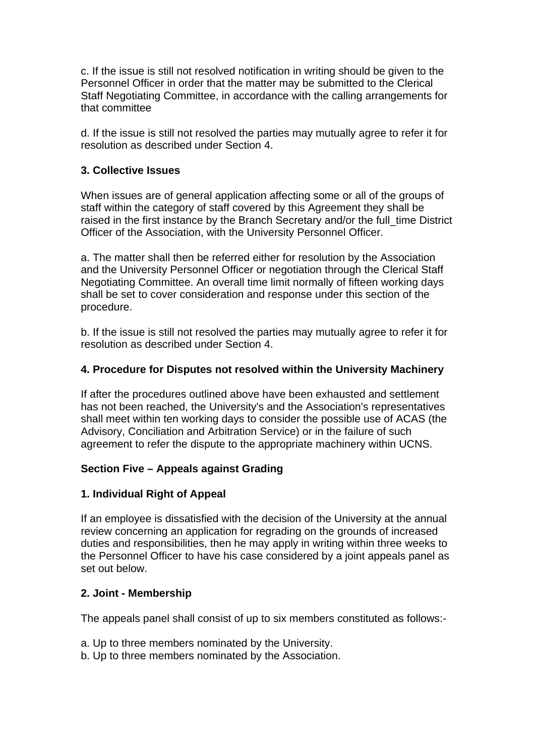c. If the issue is still not resolved notification in writing should be given to the Personnel Officer in order that the matter may be submitted to the Clerical Staff Negotiating Committee, in accordance with the calling arrangements for that committee

d. If the issue is still not resolved the parties may mutually agree to refer it for resolution as described under Section 4.

**3. Collective Issues**

When issues are of general application affecting some or all of the groups of staff within the category of staff covered by this Agreement they shall be raised in the first instance by the Branch Secretary and/or the full_time District Officer of the Association, with the University Personnel Officer.

a. The matter shall then be referred either for resolution by the Association and the University Personnel Officer or negotiation through the Clerical Staff Negotiating Committee. An overall time limit normally of fifteen working days shall be set to cover consideration and response under this section of the procedure.

b. If the issue is still not resolved the parties may mutually agree to refer it for resolution as described under Section 4.

**4. Procedure for Disputes not resolved within the University Machinery**

If after the procedures outlined above have been exhausted and settlement has not been reached, the University's and the Association's representatives shall meet within ten working days to consider the possible use of ACAS (the Advisory, Conciliation and Arbitration Service) or in the failure of such agreement to refer the dispute to the appropriate machinery within UCNS.

**Section Five – Appeals against Grading**

**1. Individual Right of Appeal**

If an employee is dissatisfied with the decision of the University at the annual review concerning an application for regrading on the grounds of increased duties and responsibilities, then he may apply in writing within three weeks to the Personnel Officer to have his case considered by a joint appeals panel as set out below.

**2. Joint - Membership**

The appeals panel shall consist of up to six members constituted as follows:-

a. Up to three members nominated by the University.
b. Up to three members nominated by the Association.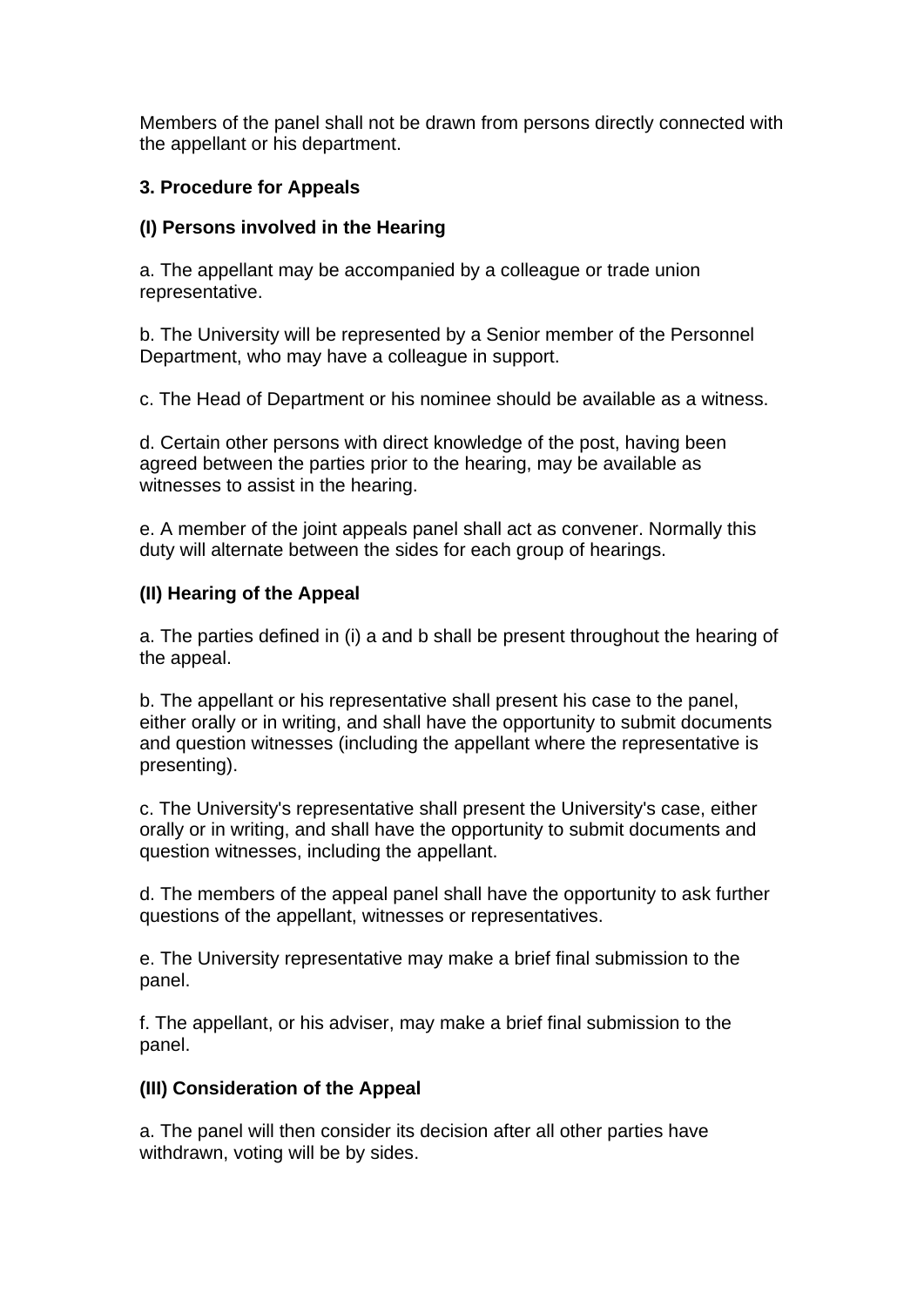Members of the panel shall not be drawn from persons directly connected with the appellant or his department.

### 3. Procedure for Appeals

#### (I) Persons involved in the Hearing

a. The appellant may be accompanied by a colleague or trade union representative.

b. The University will be represented by a Senior member of the Personnel Department, who may have a colleague in support.

c. The Head of Department or his nominee should be available as a witness.

d. Certain other persons with direct knowledge of the post, having been agreed between the parties prior to the hearing, may be available as witnesses to assist in the hearing.

e. A member of the joint appeals panel shall act as convener. Normally this duty will alternate between the sides for each group of hearings.

#### (II) Hearing of the Appeal

a. The parties defined in (i) a and b shall be present throughout the hearing of the appeal.

b. The appellant or his representative shall present his case to the panel, either orally or in writing, and shall have the opportunity to submit documents and question witnesses (including the appellant where the representative is presenting).

c. The University's representative shall present the University's case, either orally or in writing, and shall have the opportunity to submit documents and question witnesses, including the appellant.

d. The members of the appeal panel shall have the opportunity to ask further questions of the appellant, witnesses or representatives.

e. The University representative may make a brief final submission to the panel.

f. The appellant, or his adviser, may make a brief final submission to the panel.

#### (III) Consideration of the Appeal

a. The panel will then consider its decision after all other parties have withdrawn, voting will be by sides.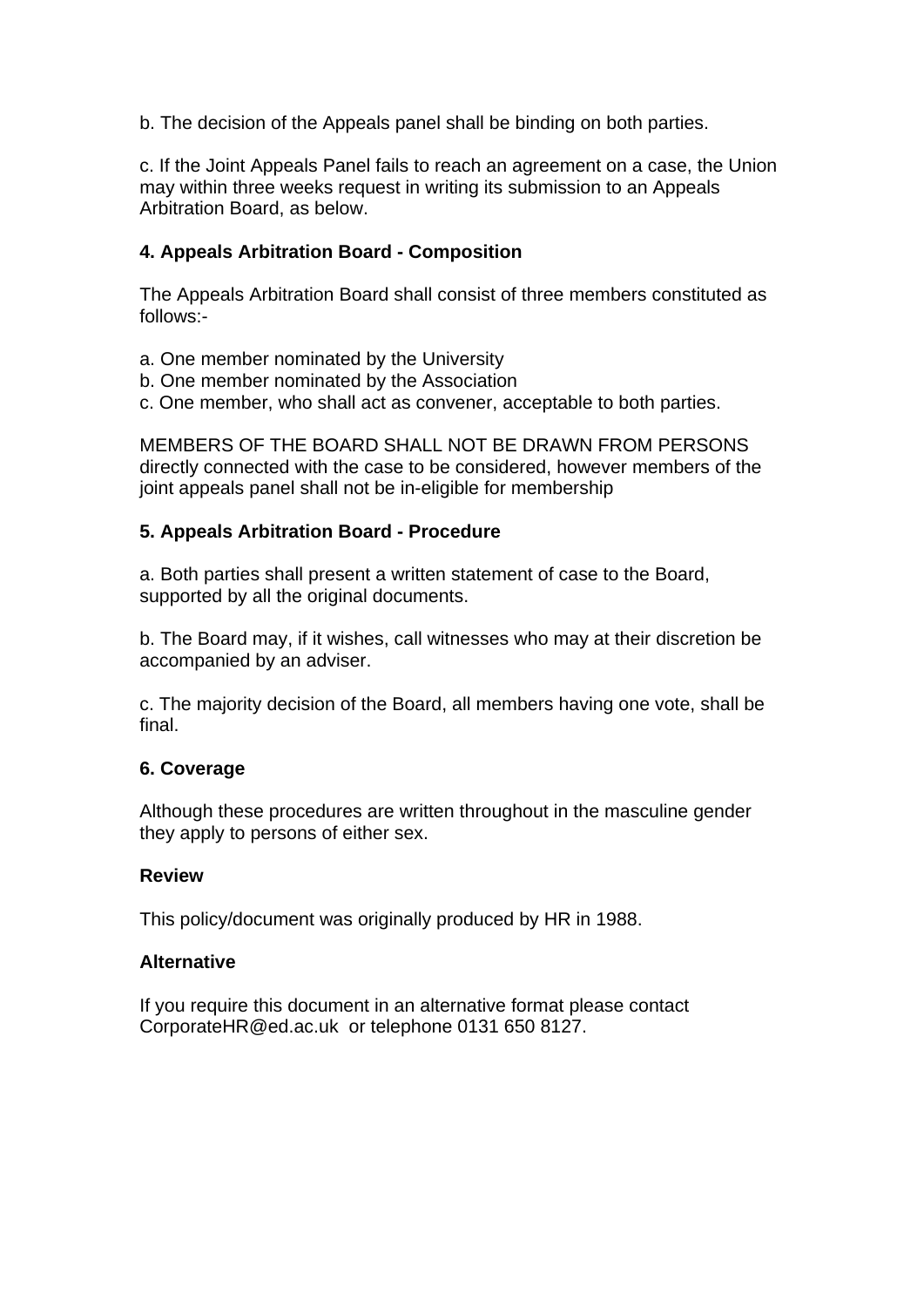b. The decision of the Appeals panel shall be binding on both parties.

c. If the Joint Appeals Panel fails to reach an agreement on a case, the Union may within three weeks request in writing its submission to an Appeals Arbitration Board, as below.

**4. Appeals Arbitration Board - Composition**

The Appeals Arbitration Board shall consist of three members constituted as follows:-

a. One member nominated by the University
b. One member nominated by the Association
c. One member, who shall act as convener, acceptable to both parties.

MEMBERS OF THE BOARD SHALL NOT BE DRAWN FROM PERSONS directly connected with the case to be considered, however members of the joint appeals panel shall not be in-eligible for membership

**5. Appeals Arbitration Board - Procedure**

a. Both parties shall present a written statement of case to the Board, supported by all the original documents.

b. The Board may, if it wishes, call witnesses who may at their discretion be accompanied by an adviser.

c. The majority decision of the Board, all members having one vote, shall be final.

**6. Coverage**

Although these procedures are written throughout in the masculine gender they apply to persons of either sex.

**Review**

This policy/document was originally produced by HR in 1988.

**Alternative**

If you require this document in an alternative format please contact CorporateHR@ed.ac.uk or telephone 0131 650 8127.